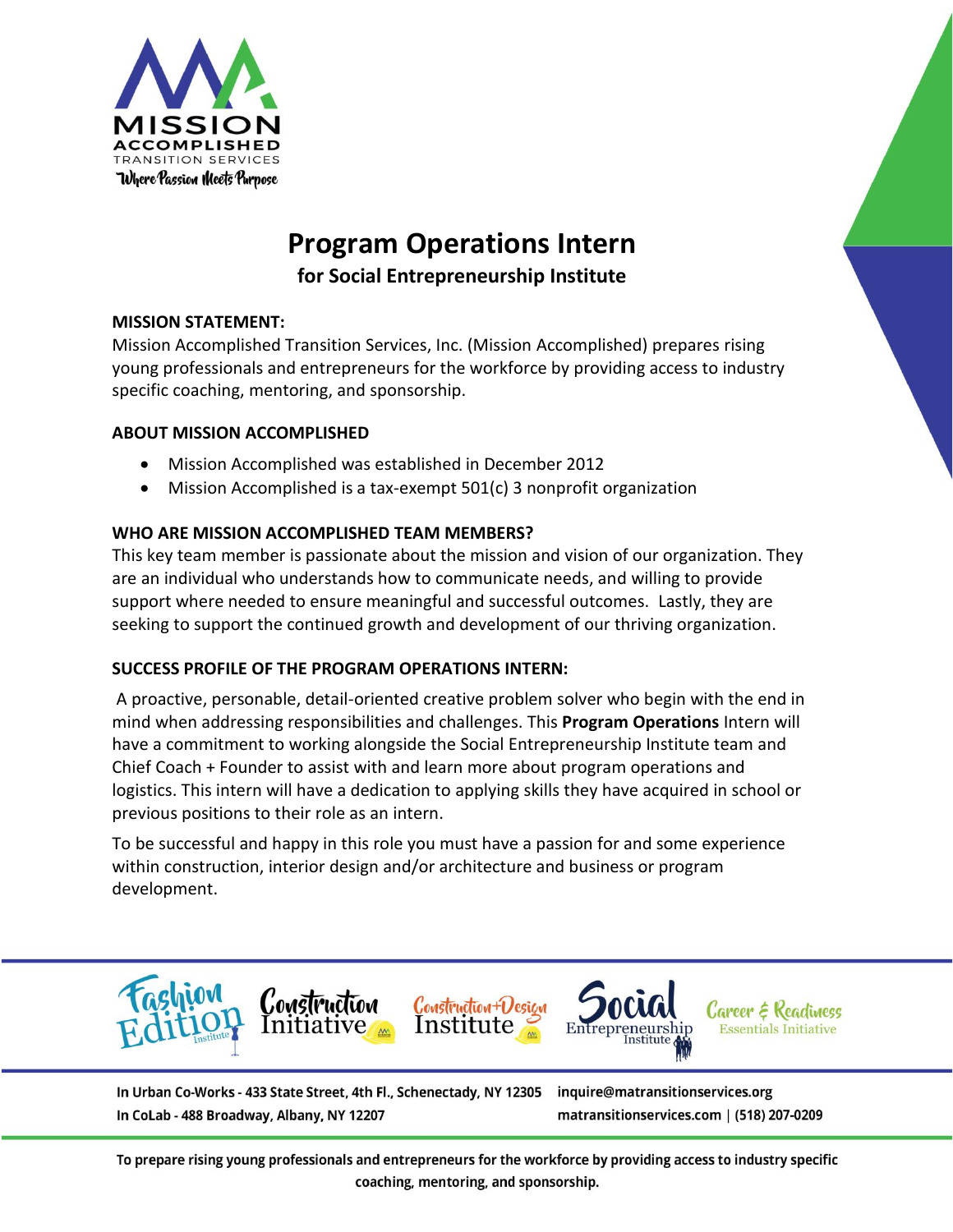# Program Operations Intern

## for Social Entrepreneurship Institute

**MISSION STATEMENT:**
Mission Accomplished Transition Services, Inc. (Mission Accomplished) prepares rising young professionals and entrepreneurs for the workforce by providing access to industry specific coaching, mentoring, and sponsorship.

**ABOUT MISSION ACCOMPLISHED**

- Mission Accomplished was established in December 2012
- Mission Accomplished is a tax-exempt 501(c) 3 nonprofit organization

**WHO ARE MISSION ACCOMPLISHED TEAM MEMBERS?**
This key team member is passionate about the mission and vision of our organization. They are an individual who understands how to communicate needs, and willing to provide support where needed to ensure meaningful and successful outcomes. Lastly, they are seeking to support the continued growth and development of our thriving organization.

**SUCCESS PROFILE OF THE PROGRAM OPERATIONS INTERN:**

A proactive, personable, detail-oriented creative problem solver who begin with the end in mind when addressing responsibilities and challenges. This **Program Operations** Intern will have a commitment to working alongside the Social Entrepreneurship Institute team and Chief Coach + Founder to assist with and learn more about program operations and logistics. This intern will have a dedication to applying skills they have acquired in school or previous positions to their role as an intern.

To be successful and happy in this role you must have a passion for and some experience within construction, interior design and/or architecture and business or program development.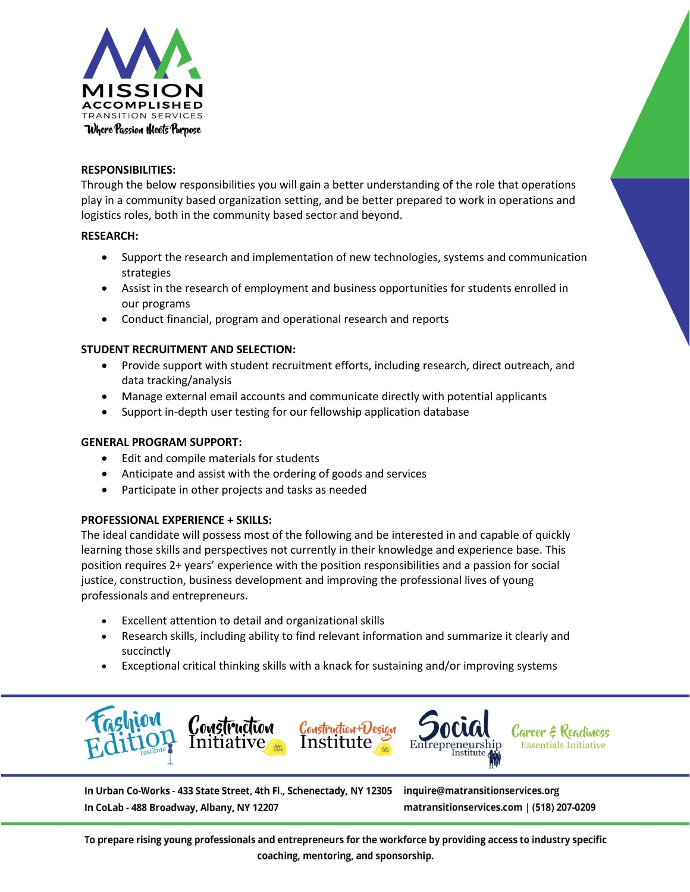**RESPONSIBILITIES:**

Through the below responsibilities you will gain a better understanding of the role that operations play in a community based organization setting, and be better prepared to work in operations and logistics roles, both in the community based sector and beyond.

**RESEARCH:**

- Support the research and implementation of new technologies, systems and communication strategies
- Assist in the research of employment and business opportunities for students enrolled in our programs
- Conduct financial, program and operational research and reports

**STUDENT RECRUITMENT AND SELECTION:**

- Provide support with student recruitment efforts, including research, direct outreach, and data tracking/analysis
- Manage external email accounts and communicate directly with potential applicants
- Support in-depth user testing for our fellowship application database

**GENERAL PROGRAM SUPPORT:**

- Edit and compile materials for students
- Anticipate and assist with the ordering of goods and services
- Participate in other projects and tasks as needed

**PROFESSIONAL EXPERIENCE + SKILLS:**

The ideal candidate will possess most of the following and be interested in and capable of quickly learning those skills and perspectives not currently in their knowledge and experience base. This position requires 2+ years' experience with the position responsibilities and a passion for social justice, construction, business development and improving the professional lives of young professionals and entrepreneurs.

- Excellent attention to detail and organizational skills
- Research skills, including ability to find relevant information and summarize it clearly and succinctly
- Exceptional critical thinking skills with a knack for sustaining and/or improving systems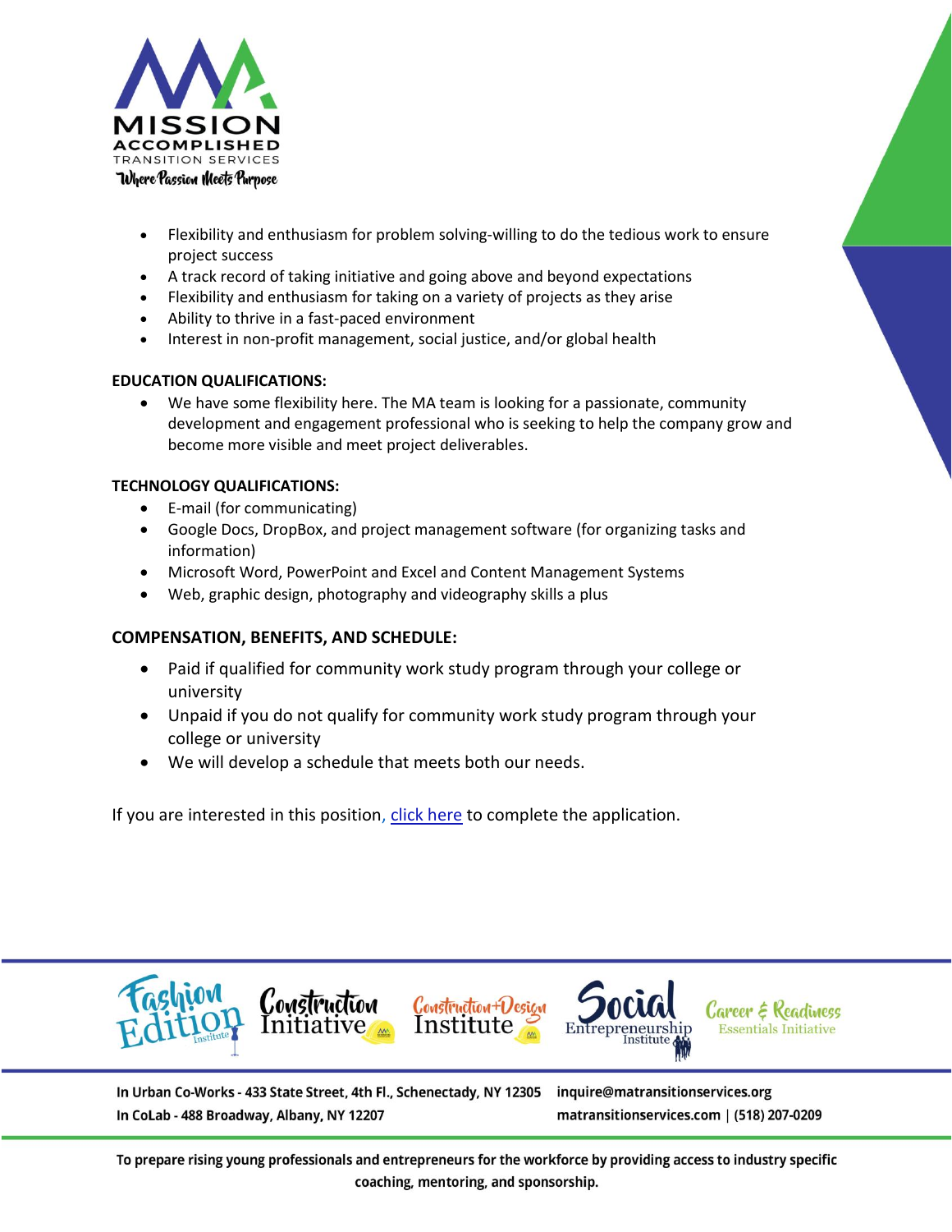- Flexibility and enthusiasm for problem solving-willing to do the tedious work to ensure project success
- A track record of taking initiative and going above and beyond expectations
- Flexibility and enthusiasm for taking on a variety of projects as they arise
- Ability to thrive in a fast-paced environment
- Interest in non-profit management, social justice, and/or global health

**EDUCATION QUALIFICATIONS:**

- We have some flexibility here. The MA team is looking for a passionate, community development and engagement professional who is seeking to help the company grow and become more visible and meet project deliverables.

**TECHNOLOGY QUALIFICATIONS:**

- E-mail (for communicating)
- Google Docs, DropBox, and project management software (for organizing tasks and information)
- Microsoft Word, PowerPoint and Excel and Content Management Systems
- Web, graphic design, photography and videography skills a plus

**COMPENSATION, BENEFITS, AND SCHEDULE:**

- Paid if qualified for community work study program through your college or university
- Unpaid if you do not qualify for community work study program through your college or university
- We will develop a schedule that meets both our needs.

If you are interested in this position, click here to complete the application.

In Urban Co-Works - 433 State Street, 4th Fl., Schenectady, NY 12305
In CoLab - 488 Broadway, Albany, NY 12207
inquire@matransitionservices.org
matransitionservices.com | (518) 207-0209

**To prepare rising young professionals and entrepreneurs for the workforce by providing access to industry specific coaching, mentoring, and sponsorship.**